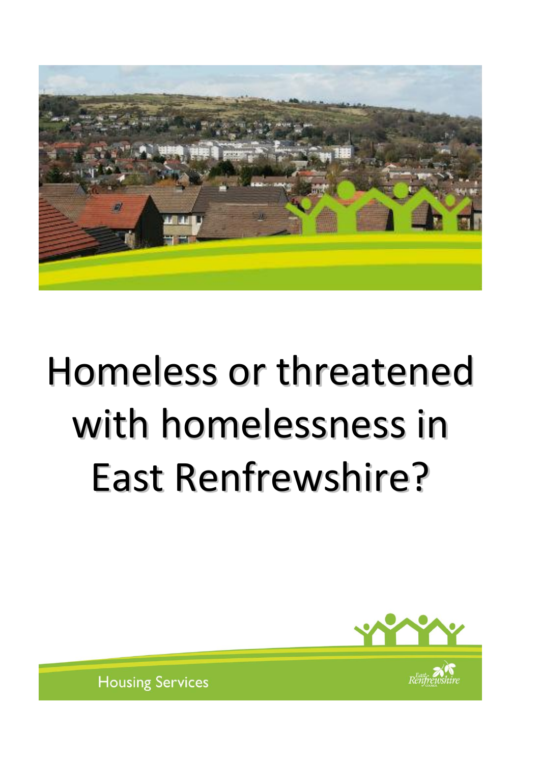# Homeless or threatened with homelessness in East Renfrewshire?

Housing Services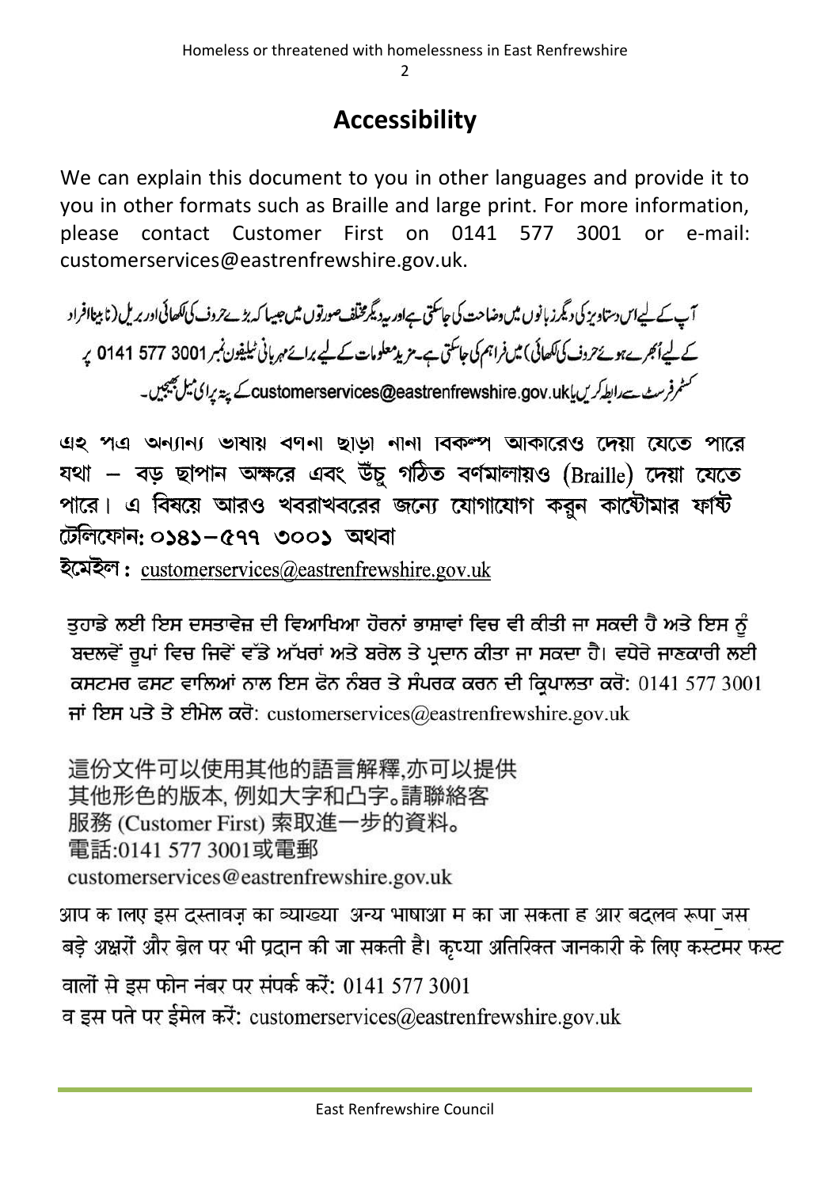## Accessibility

We can explain this document to you in other languages and provide it to you in other formats such as Braille and large print. For more information, please contact Customer First on 0141 577 3001 or e-mail: customerservices@eastrenfrewshire.gov.uk.

آپ کے لیےاس دستاویز کی دیگر زبانوں میں وضاحت کی جاسکتی ہےاور یہ دیگر مختلف صورتوں میں جیسا کہ بڑے حروف کی لکھائی اور بریل (نابینا افراد کے لیےاُبھرے ہوئےحروف کی لکھائی) میں فراہم کی جاسکتی ہے۔مزید معلومات کے لیے برائے مہربانی ٹیلیفون نمبر 3001 577 0141 پر کسٹمر فرسٹ سے رابطہ کریں یا customerservices@eastrenfrewshire.gov.uk کے پتہ پر ای میل بھیجیں۔

এই পত্র অন্যান্য ভাষায় বর্ণনা ছাড়া নানা বিকল্প আকারেও দেয়া যেতে পারে যথা – বড় ছাপান অক্ষরে এবং উঁচু গঠিত বর্ণমালায়ও (Braille) দেয়া যেতে পারে। এ বিষয়ে আরও খবরাখবরের জন্যে যোগাযোগ করুন কাষ্টোমার ফার্ষ্ট টেলিফোন: ০১৪১–৫৭৭ ৩০০১ অথবা

ইমেইল : customerservices@eastrenfrewshire.gov.uk

ਤੁਹਾਡੇ ਲਈ ਇਸ ਦਸਤਾਵੇਜ਼ ਦੀ ਵਿਆਖਿਆ ਹੋਰਨਾਂ ਭਾਸ਼ਾਵਾਂ ਵਿਚ ਵੀ ਕੀਤੀ ਜਾ ਸਕਦੀ ਹੈ ਅਤੇ ਇਸ ਨੂੰ ਬਦਲਵੇਂ ਰੂਪਾਂ ਵਿਚ ਜਿਵੇਂ ਵੱਡੇ ਅੱਖਰਾਂ ਅਤੇ ਬਰੇਲ ਤੇ ਪ੍ਰਦਾਨ ਕੀਤਾ ਜਾ ਸਕਦਾ ਹੈ। ਵਧੇਰੇ ਜਾਣਕਾਰੀ ਲਈ ਕਸਟਮਰ ਫਸਟ ਵਾਲਿਆਂ ਨਾਲ ਇਸ ਫੋਨ ਨੰਬਰ ਤੇ ਸੰਪਰਕ ਕਰਨ ਦੀ ਕ੍ਰਿਪਾਲਤਾ ਕਰੋ: 0141 577 3001 ਜਾਂ ਇਸ ਪਤੇ ਤੇ ਈਮੇਲ ਕਰੋ: customerservices@eastrenfrewshire.gov.uk

這份文件可以使用其他的語言解釋,亦可以提供其他形色的版本, 例如大字和凸字。請聯絡客服務 (Customer First) 索取進一步的資料。
電話:0141 577 3001或電郵
customerservices@eastrenfrewshire.gov.uk

आप के लिए इस दस्तावेज़ का व्याख्या अन्य भाषाओं में की जा सकती है और बदलवे रूपों जैसे बड़े अक्षरों और ब्रेल पर भी प्रदान की जा सकती है। कृप्या अतिरिक्त जानकारी के लिए कस्टमर फस्ट वालों से इस फोन नंबर पर संपर्क करें: 0141 577 3001
व इस पते पर ईमेल करें: customerservices@eastrenfrewshire.gov.uk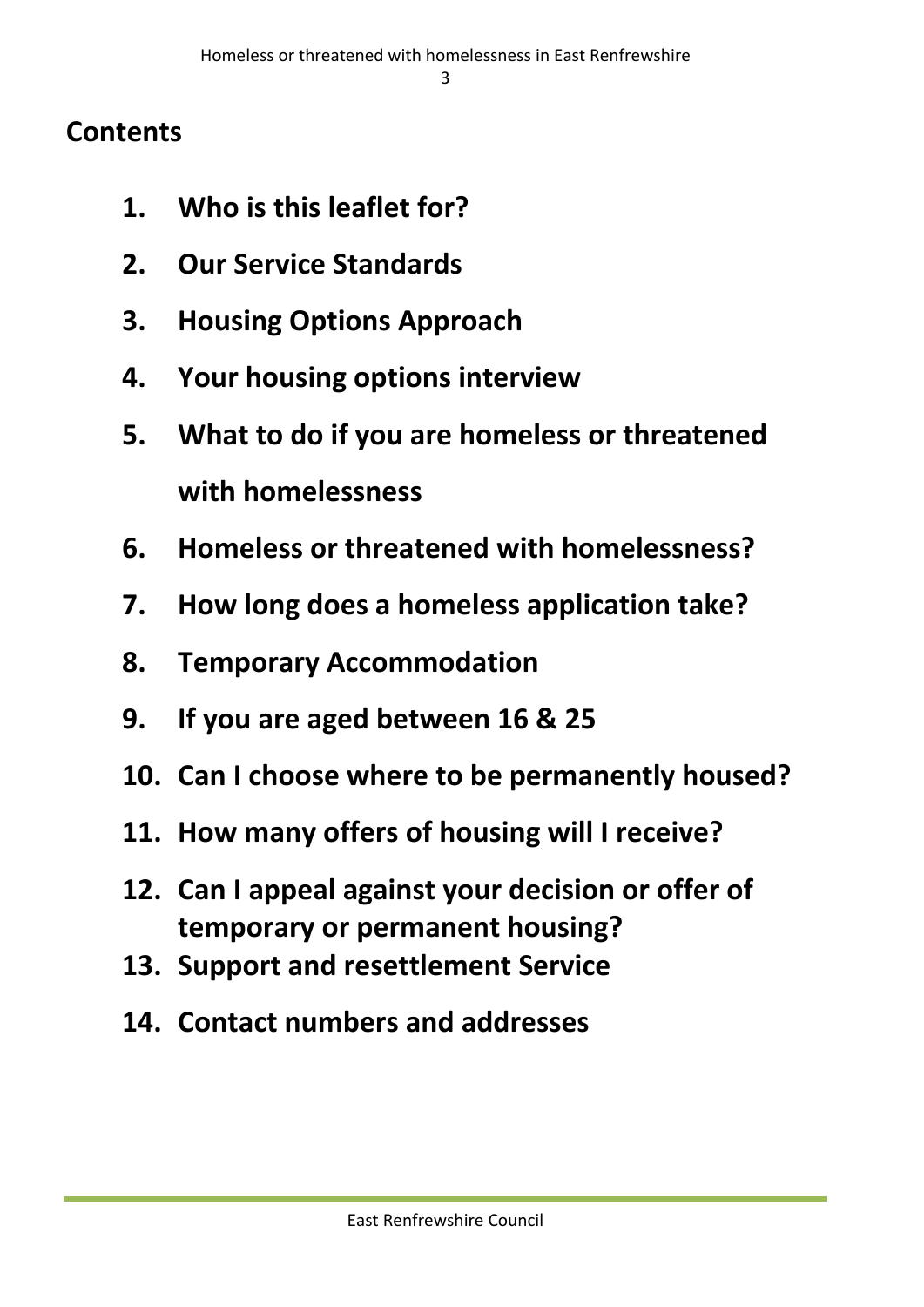## Contents

1. **Who is this leaflet for?**
2. **Our Service Standards**
3. **Housing Options Approach**
4. **Your housing options interview**
5. **What to do if you are homeless or threatened with homelessness**
6. **Homeless or threatened with homelessness?**
7. **How long does a homeless application take?**
8. **Temporary Accommodation**
9. **If you are aged between 16 & 25**
10. **Can I choose where to be permanently housed?**
11. **How many offers of housing will I receive?**
12. **Can I appeal against your decision or offer of temporary or permanent housing?**
13. **Support and resettlement Service**
14. **Contact numbers and addresses**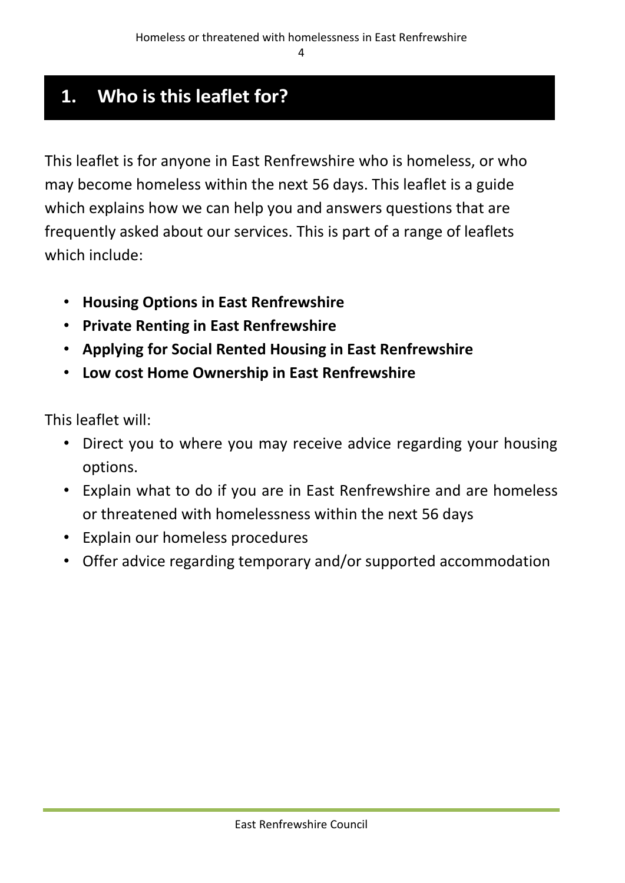## 1. Who is this leaflet for?

This leaflet is for anyone in East Renfrewshire who is homeless, or who may become homeless within the next 56 days. This leaflet is a guide which explains how we can help you and answers questions that are frequently asked about our services. This is part of a range of leaflets which include:

- **Housing Options in East Renfrewshire**
- **Private Renting in East Renfrewshire**
- **Applying for Social Rented Housing in East Renfrewshire**
- **Low cost Home Ownership in East Renfrewshire**

This leaflet will:

- Direct you to where you may receive advice regarding your housing options.
- Explain what to do if you are in East Renfrewshire and are homeless or threatened with homelessness within the next 56 days
- Explain our homeless procedures
- Offer advice regarding temporary and/or supported accommodation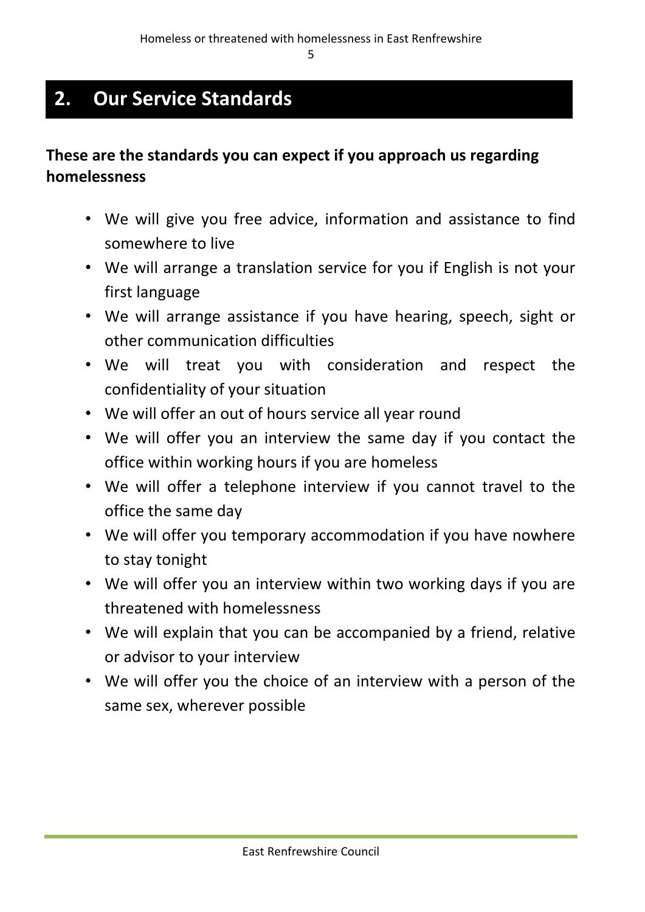## 2. Our Service Standards

**These are the standards you can expect if you approach us regarding homelessness**

- We will give you free advice, information and assistance to find somewhere to live
- We will arrange a translation service for you if English is not your first language
- We will arrange assistance if you have hearing, speech, sight or other communication difficulties
- We will treat you with consideration and respect the confidentiality of your situation
- We will offer an out of hours service all year round
- We will offer you an interview the same day if you contact the office within working hours if you are homeless
- We will offer a telephone interview if you cannot travel to the office the same day
- We will offer you temporary accommodation if you have nowhere to stay tonight
- We will offer you an interview within two working days if you are threatened with homelessness
- We will explain that you can be accompanied by a friend, relative or advisor to your interview
- We will offer you the choice of an interview with a person of the same sex, wherever possible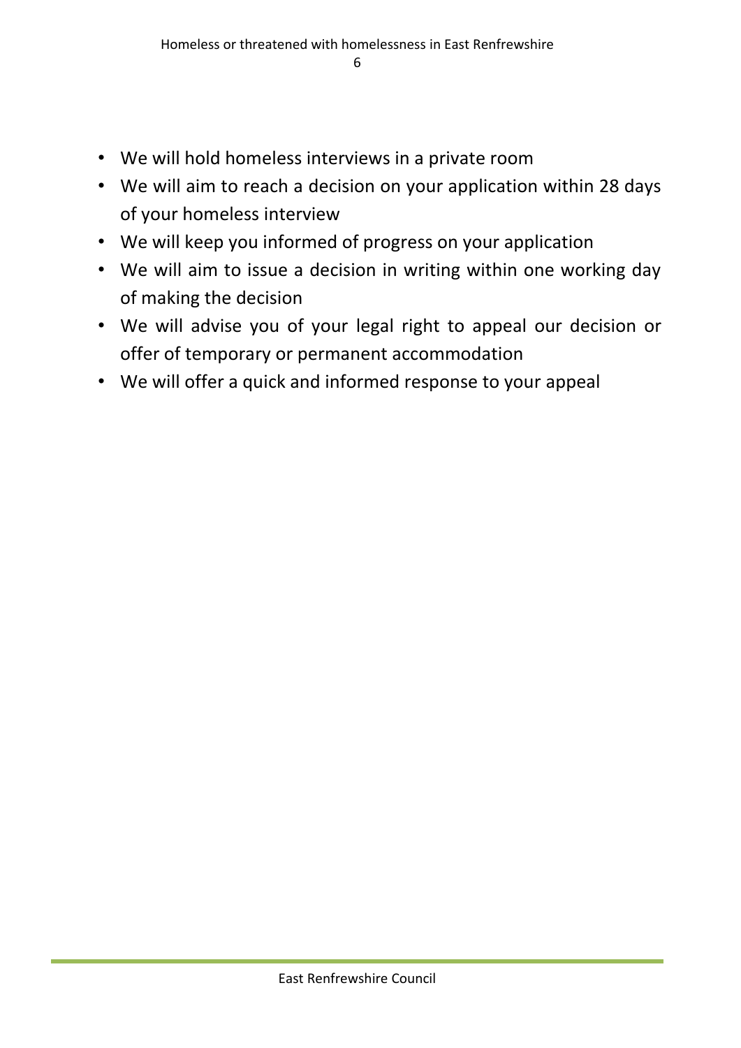- We will hold homeless interviews in a private room
- We will aim to reach a decision on your application within 28 days of your homeless interview
- We will keep you informed of progress on your application
- We will aim to issue a decision in writing within one working day of making the decision
- We will advise you of your legal right to appeal our decision or offer of temporary or permanent accommodation
- We will offer a quick and informed response to your appeal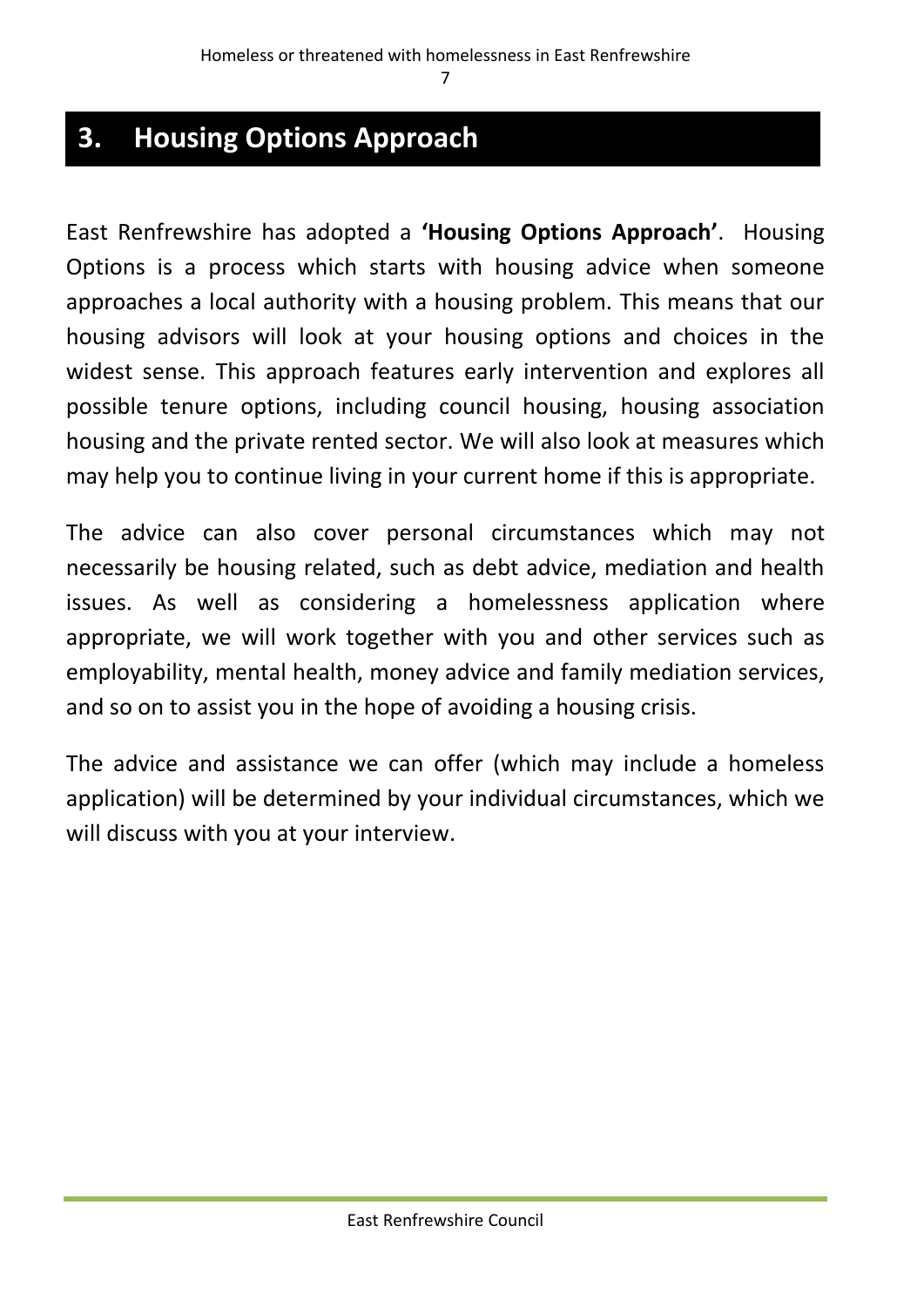# 3. Housing Options Approach

East Renfrewshire has adopted a **'Housing Options Approach'**. Housing Options is a process which starts with housing advice when someone approaches a local authority with a housing problem. This means that our housing advisors will look at your housing options and choices in the widest sense. This approach features early intervention and explores all possible tenure options, including council housing, housing association housing and the private rented sector. We will also look at measures which may help you to continue living in your current home if this is appropriate.

The advice can also cover personal circumstances which may not necessarily be housing related, such as debt advice, mediation and health issues. As well as considering a homelessness application where appropriate, we will work together with you and other services such as employability, mental health, money advice and family mediation services, and so on to assist you in the hope of avoiding a housing crisis.

The advice and assistance we can offer (which may include a homeless application) will be determined by your individual circumstances, which we will discuss with you at your interview.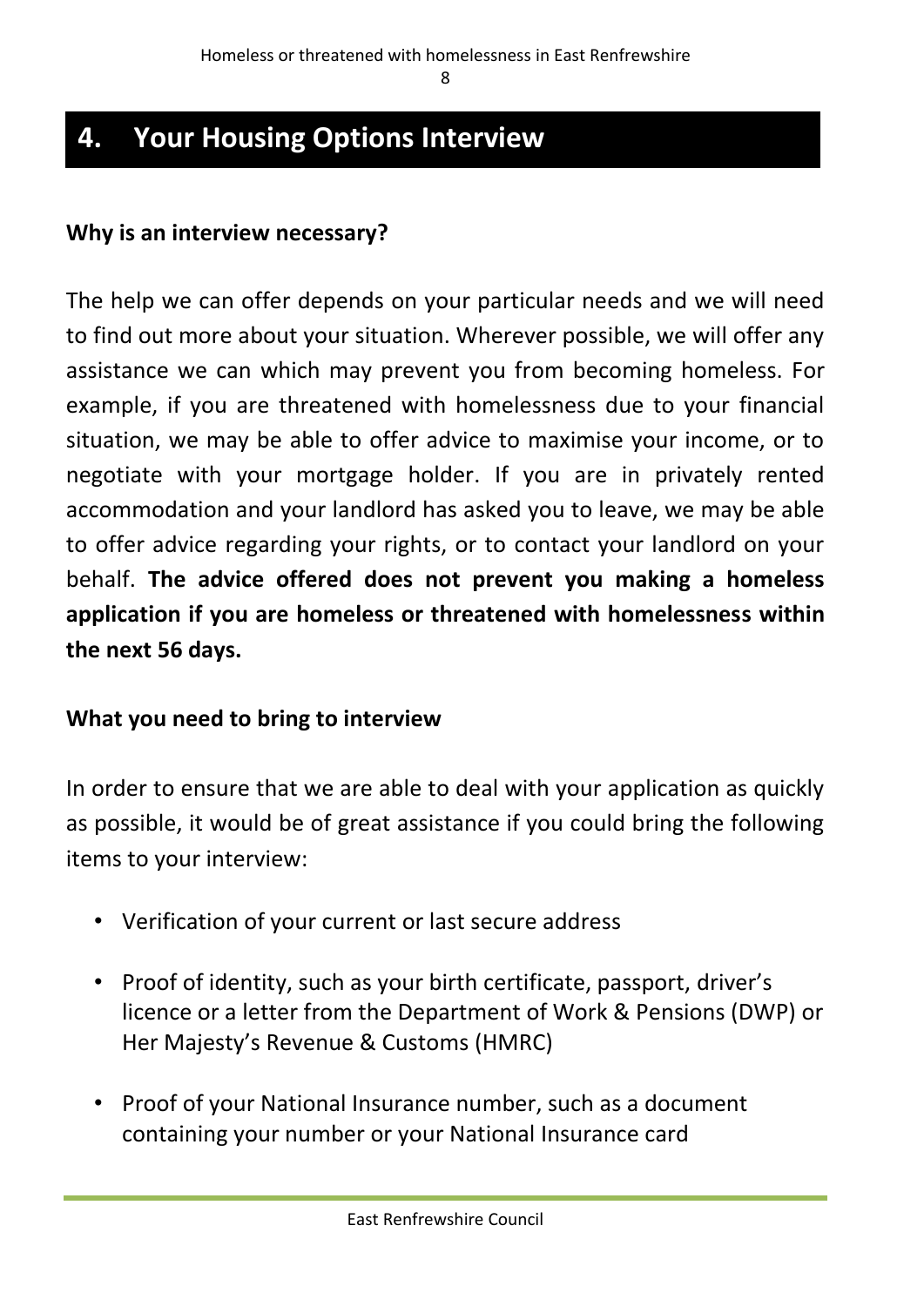## 4. Your Housing Options Interview

**Why is an interview necessary?**

The help we can offer depends on your particular needs and we will need to find out more about your situation. Wherever possible, we will offer any assistance we can which may prevent you from becoming homeless. For example, if you are threatened with homelessness due to your financial situation, we may be able to offer advice to maximise your income, or to negotiate with your mortgage holder. If you are in privately rented accommodation and your landlord has asked you to leave, we may be able to offer advice regarding your rights, or to contact your landlord on your behalf. **The advice offered does not prevent you making a homeless application if you are homeless or threatened with homelessness within the next 56 days.**

**What you need to bring to interview**

In order to ensure that we are able to deal with your application as quickly as possible, it would be of great assistance if you could bring the following items to your interview:

- Verification of your current or last secure address
- Proof of identity, such as your birth certificate, passport, driver's licence or a letter from the Department of Work & Pensions (DWP) or Her Majesty's Revenue & Customs (HMRC)
- Proof of your National Insurance number, such as a document containing your number or your National Insurance card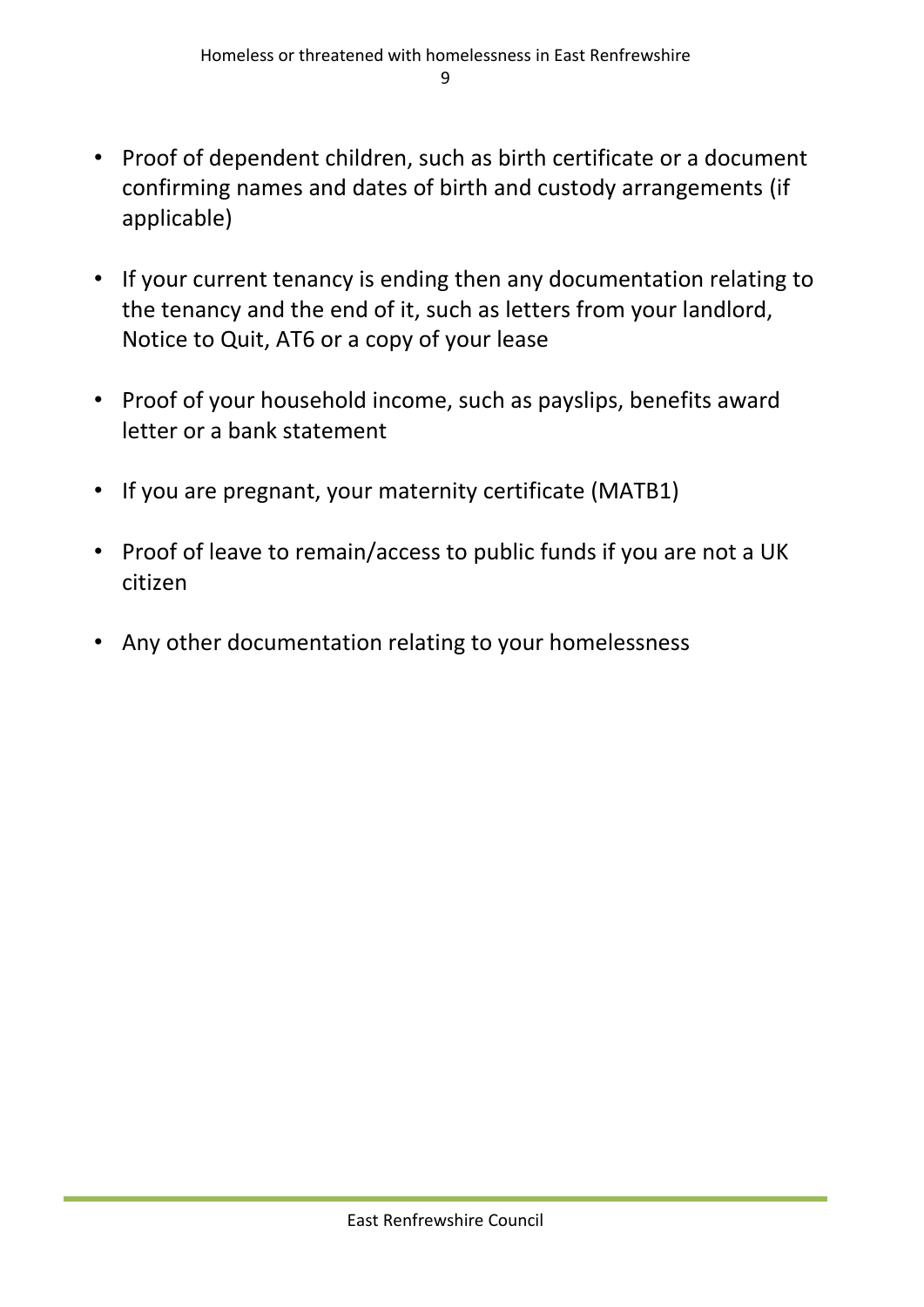- Proof of dependent children, such as birth certificate or a document confirming names and dates of birth and custody arrangements (if applicable)

- If your current tenancy is ending then any documentation relating to the tenancy and the end of it, such as letters from your landlord, Notice to Quit, AT6 or a copy of your lease

- Proof of your household income, such as payslips, benefits award letter or a bank statement

- If you are pregnant, your maternity certificate (MATB1)

- Proof of leave to remain/access to public funds if you are not a UK citizen

- Any other documentation relating to your homelessness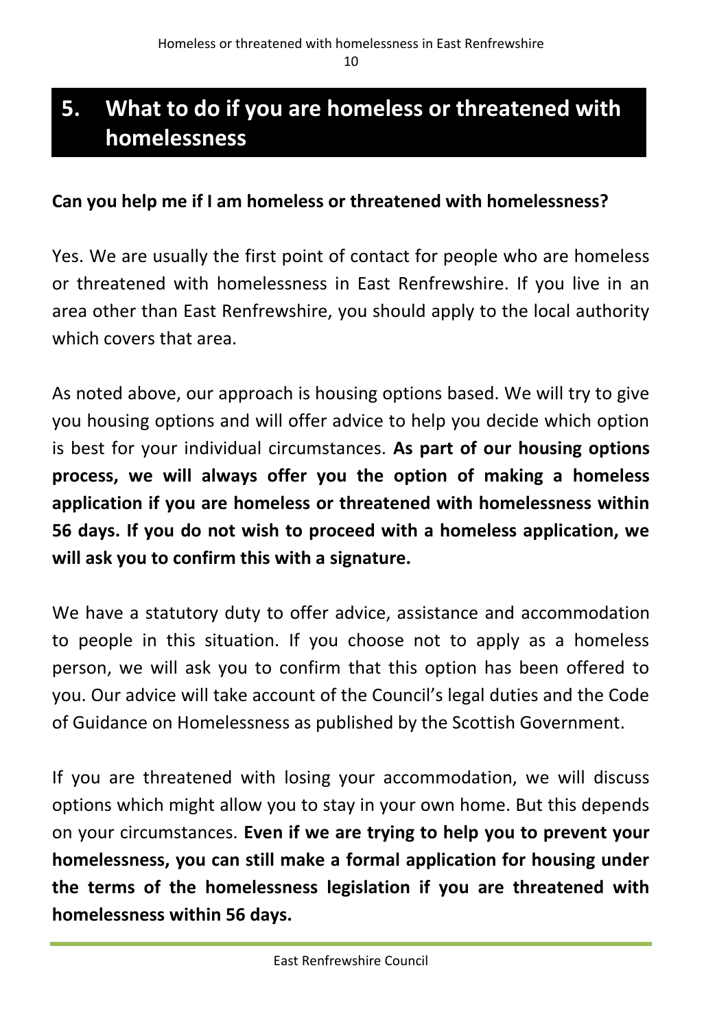# 5. What to do if you are homeless or threatened with homelessness

**Can you help me if I am homeless or threatened with homelessness?**

Yes. We are usually the first point of contact for people who are homeless or threatened with homelessness in East Renfrewshire. If you live in an area other than East Renfrewshire, you should apply to the local authority which covers that area.

As noted above, our approach is housing options based. We will try to give you housing options and will offer advice to help you decide which option is best for your individual circumstances. **As part of our housing options process, we will always offer you the option of making a homeless application if you are homeless or threatened with homelessness within 56 days. If you do not wish to proceed with a homeless application, we will ask you to confirm this with a signature.**

We have a statutory duty to offer advice, assistance and accommodation to people in this situation. If you choose not to apply as a homeless person, we will ask you to confirm that this option has been offered to you. Our advice will take account of the Council's legal duties and the Code of Guidance on Homelessness as published by the Scottish Government.

If you are threatened with losing your accommodation, we will discuss options which might allow you to stay in your own home. But this depends on your circumstances. **Even if we are trying to help you to prevent your homelessness, you can still make a formal application for housing under the terms of the homelessness legislation if you are threatened with homelessness within 56 days.**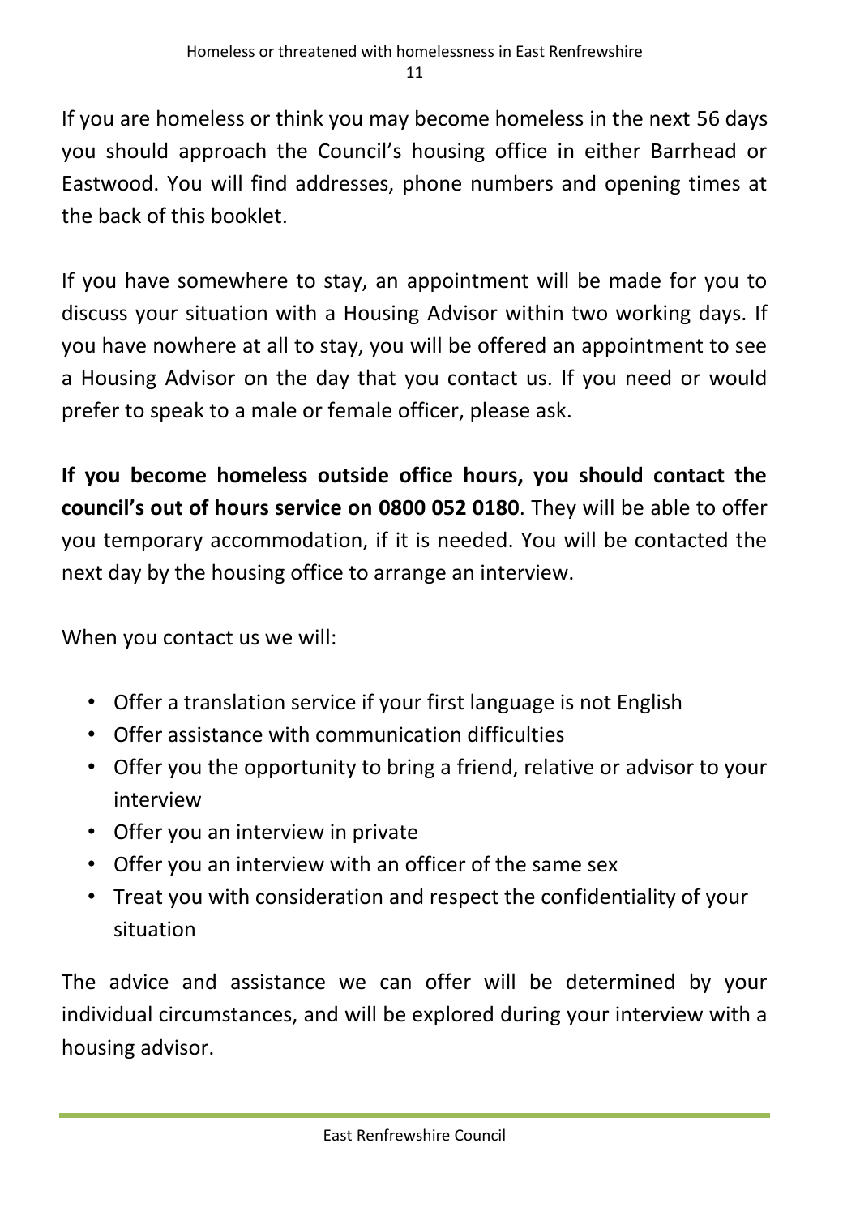If you are homeless or think you may become homeless in the next 56 days you should approach the Council's housing office in either Barrhead or Eastwood. You will find addresses, phone numbers and opening times at the back of this booklet.

If you have somewhere to stay, an appointment will be made for you to discuss your situation with a Housing Advisor within two working days. If you have nowhere at all to stay, you will be offered an appointment to see a Housing Advisor on the day that you contact us. If you need or would prefer to speak to a male or female officer, please ask.

**If you become homeless outside office hours, you should contact the council's out of hours service on 0800 052 0180**. They will be able to offer you temporary accommodation, if it is needed. You will be contacted the next day by the housing office to arrange an interview.

When you contact us we will:

- Offer a translation service if your first language is not English
- Offer assistance with communication difficulties
- Offer you the opportunity to bring a friend, relative or advisor to your interview
- Offer you an interview in private
- Offer you an interview with an officer of the same sex
- Treat you with consideration and respect the confidentiality of your situation

The advice and assistance we can offer will be determined by your individual circumstances, and will be explored during your interview with a housing advisor.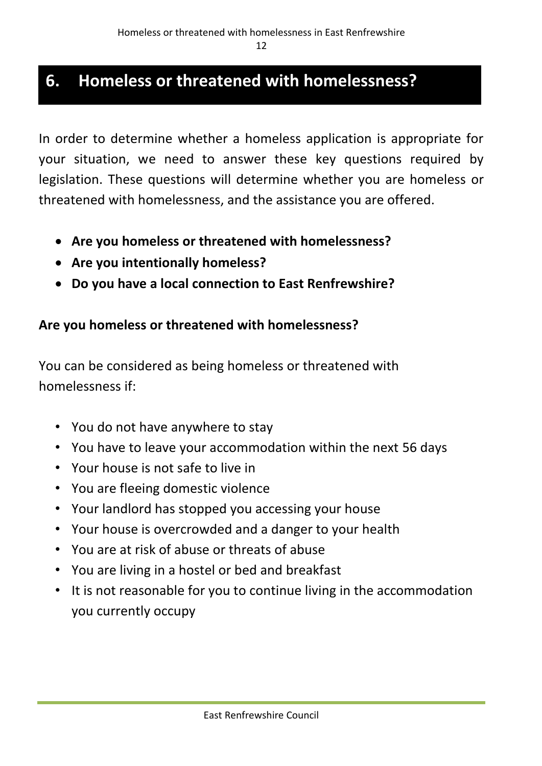## 6. Homeless or threatened with homelessness?

In order to determine whether a homeless application is appropriate for your situation, we need to answer these key questions required by legislation. These questions will determine whether you are homeless or threatened with homelessness, and the assistance you are offered.

- **Are you homeless or threatened with homelessness?**
- **Are you intentionally homeless?**
- **Do you have a local connection to East Renfrewshire?**

**Are you homeless or threatened with homelessness?**

You can be considered as being homeless or threatened with homelessness if:

- You do not have anywhere to stay
- You have to leave your accommodation within the next 56 days
- Your house is not safe to live in
- You are fleeing domestic violence
- Your landlord has stopped you accessing your house
- Your house is overcrowded and a danger to your health
- You are at risk of abuse or threats of abuse
- You are living in a hostel or bed and breakfast
- It is not reasonable for you to continue living in the accommodation you currently occupy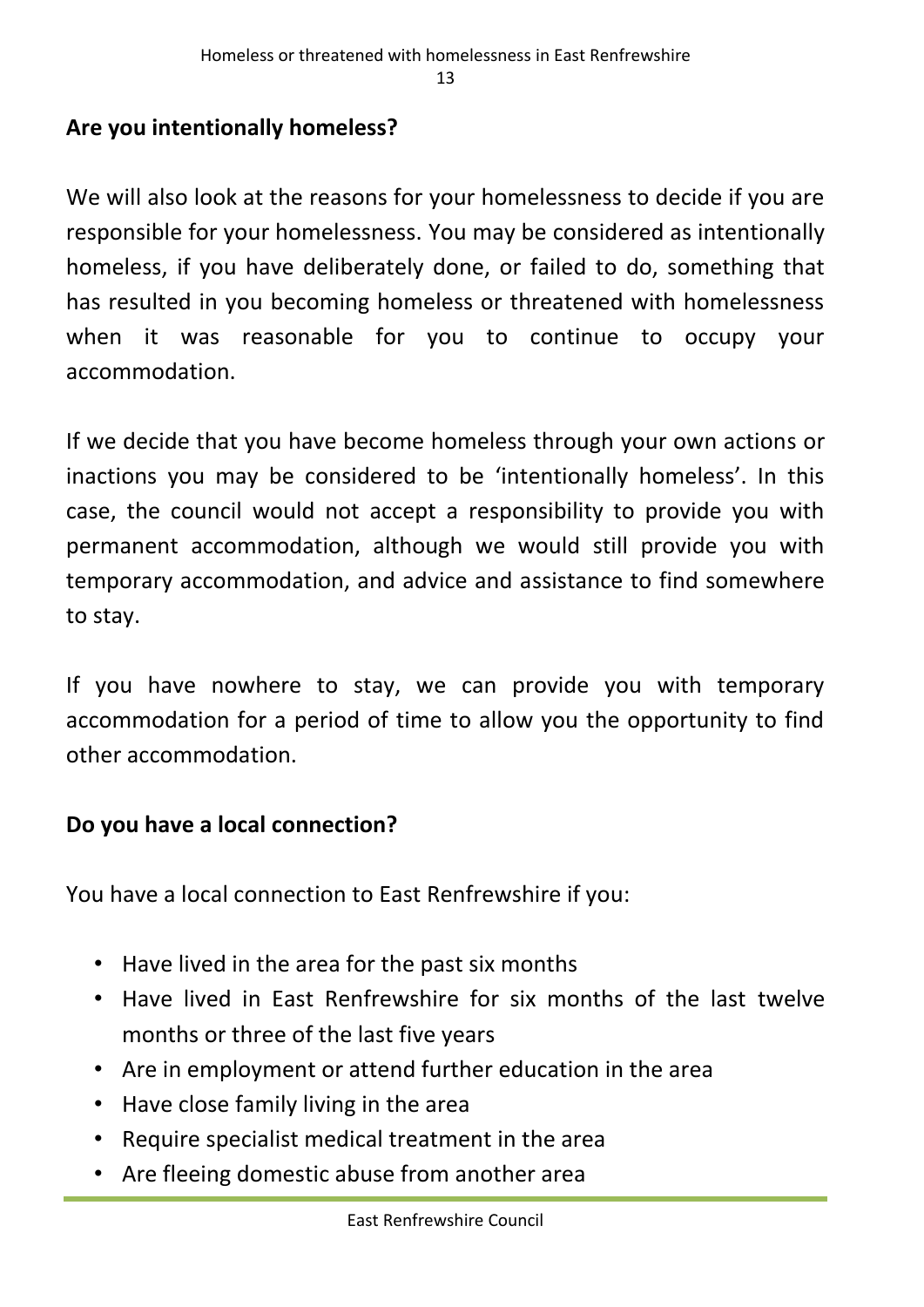## Are you intentionally homeless?

We will also look at the reasons for your homelessness to decide if you are responsible for your homelessness. You may be considered as intentionally homeless, if you have deliberately done, or failed to do, something that has resulted in you becoming homeless or threatened with homelessness when it was reasonable for you to continue to occupy your accommodation.

If we decide that you have become homeless through your own actions or inactions you may be considered to be 'intentionally homeless'. In this case, the council would not accept a responsibility to provide you with permanent accommodation, although we would still provide you with temporary accommodation, and advice and assistance to find somewhere to stay.

If you have nowhere to stay, we can provide you with temporary accommodation for a period of time to allow you the opportunity to find other accommodation.

## Do you have a local connection?

You have a local connection to East Renfrewshire if you:

- Have lived in the area for the past six months
- Have lived in East Renfrewshire for six months of the last twelve months or three of the last five years
- Are in employment or attend further education in the area
- Have close family living in the area
- Require specialist medical treatment in the area
- Are fleeing domestic abuse from another area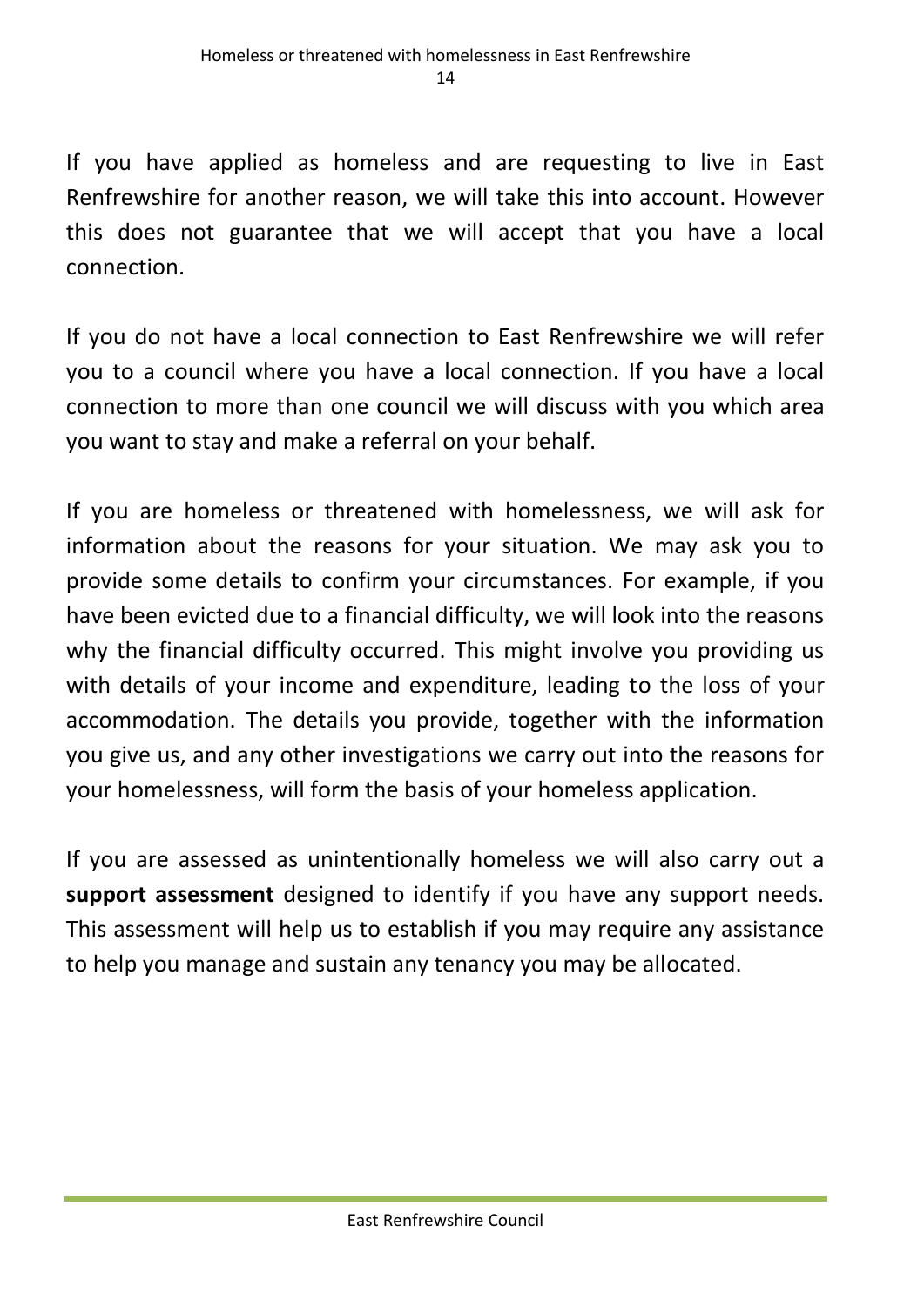If you have applied as homeless and are requesting to live in East Renfrewshire for another reason, we will take this into account. However this does not guarantee that we will accept that you have a local connection.

If you do not have a local connection to East Renfrewshire we will refer you to a council where you have a local connection. If you have a local connection to more than one council we will discuss with you which area you want to stay and make a referral on your behalf.

If you are homeless or threatened with homelessness, we will ask for information about the reasons for your situation. We may ask you to provide some details to confirm your circumstances. For example, if you have been evicted due to a financial difficulty, we will look into the reasons why the financial difficulty occurred. This might involve you providing us with details of your income and expenditure, leading to the loss of your accommodation. The details you provide, together with the information you give us, and any other investigations we carry out into the reasons for your homelessness, will form the basis of your homeless application.

If you are assessed as unintentionally homeless we will also carry out a **support assessment** designed to identify if you have any support needs. This assessment will help us to establish if you may require any assistance to help you manage and sustain any tenancy you may be allocated.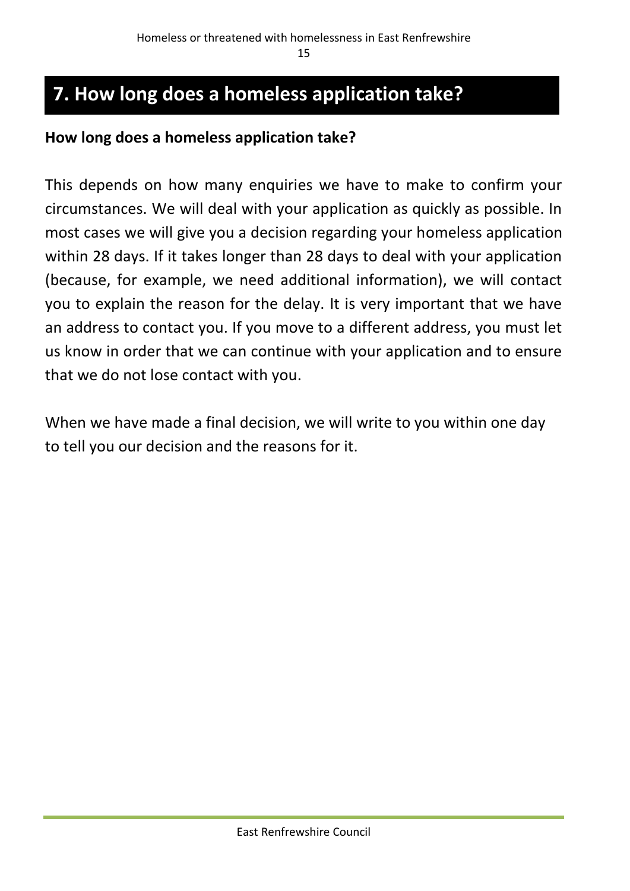## 7. How long does a homeless application take?

**How long does a homeless application take?**

This depends on how many enquiries we have to make to confirm your circumstances. We will deal with your application as quickly as possible. In most cases we will give you a decision regarding your homeless application within 28 days. If it takes longer than 28 days to deal with your application (because, for example, we need additional information), we will contact you to explain the reason for the delay. It is very important that we have an address to contact you. If you move to a different address, you must let us know in order that we can continue with your application and to ensure that we do not lose contact with you.

When we have made a final decision, we will write to you within one day to tell you our decision and the reasons for it.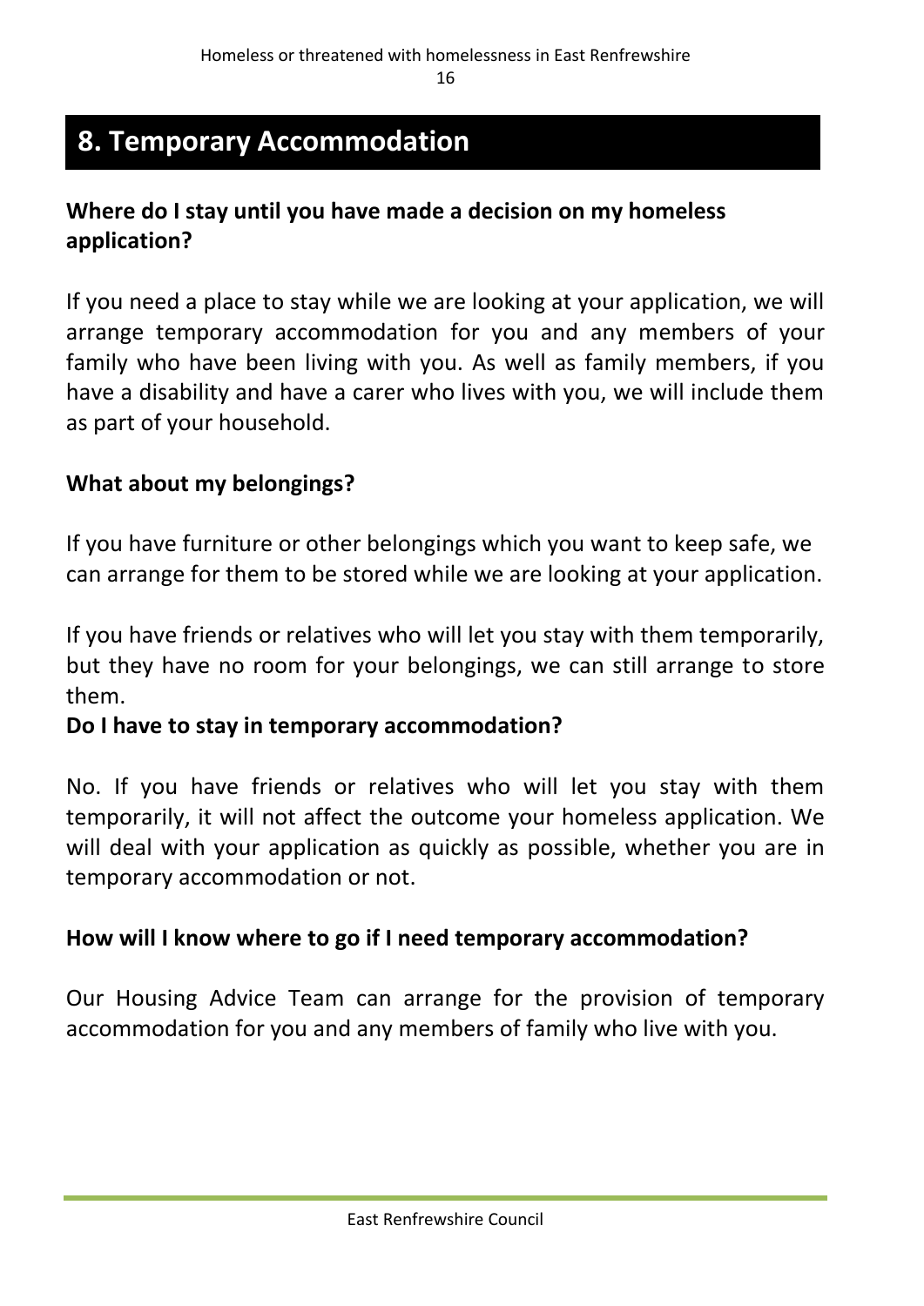## 8. Temporary Accommodation

**Where do I stay until you have made a decision on my homeless application?**

If you need a place to stay while we are looking at your application, we will arrange temporary accommodation for you and any members of your family who have been living with you. As well as family members, if you have a disability and have a carer who lives with you, we will include them as part of your household.

**What about my belongings?**

If you have furniture or other belongings which you want to keep safe, we can arrange for them to be stored while we are looking at your application.

If you have friends or relatives who will let you stay with them temporarily, but they have no room for your belongings, we can still arrange to store them.

**Do I have to stay in temporary accommodation?**

No. If you have friends or relatives who will let you stay with them temporarily, it will not affect the outcome your homeless application. We will deal with your application as quickly as possible, whether you are in temporary accommodation or not.

**How will I know where to go if I need temporary accommodation?**

Our Housing Advice Team can arrange for the provision of temporary accommodation for you and any members of family who live with you.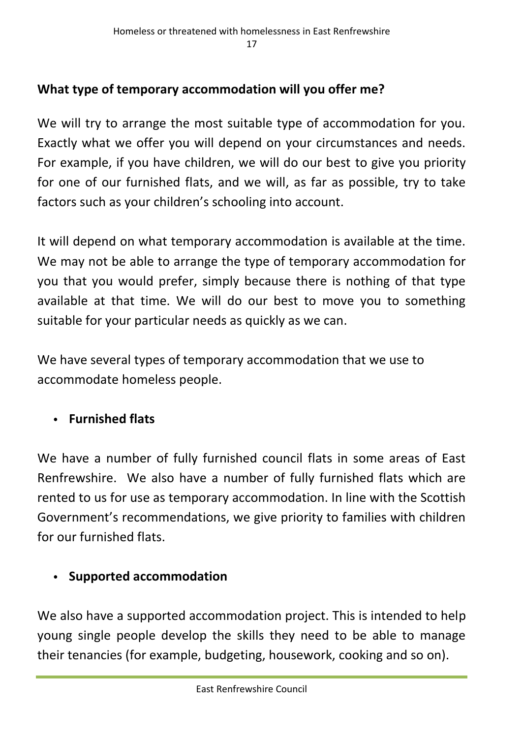## What type of temporary accommodation will you offer me?

We will try to arrange the most suitable type of accommodation for you. Exactly what we offer you will depend on your circumstances and needs. For example, if you have children, we will do our best to give you priority for one of our furnished flats, and we will, as far as possible, try to take factors such as your children's schooling into account.

It will depend on what temporary accommodation is available at the time. We may not be able to arrange the type of temporary accommodation for you that you would prefer, simply because there is nothing of that type available at that time. We will do our best to move you to something suitable for your particular needs as quickly as we can.

We have several types of temporary accommodation that we use to accommodate homeless people.

- **Furnished flats**

We have a number of fully furnished council flats in some areas of East Renfrewshire. We also have a number of fully furnished flats which are rented to us for use as temporary accommodation. In line with the Scottish Government's recommendations, we give priority to families with children for our furnished flats.

- **Supported accommodation**

We also have a supported accommodation project. This is intended to help young single people develop the skills they need to be able to manage their tenancies (for example, budgeting, housework, cooking and so on).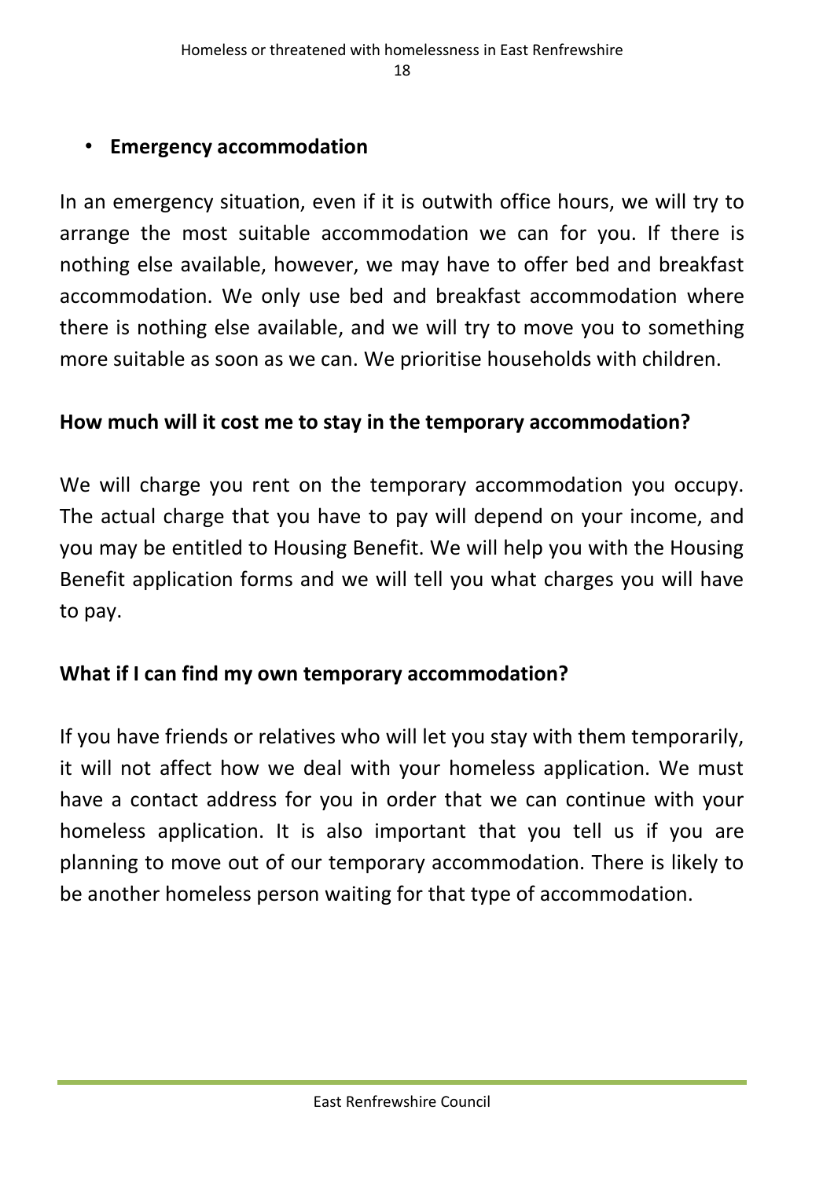- **Emergency accommodation**

In an emergency situation, even if it is outwith office hours, we will try to arrange the most suitable accommodation we can for you. If there is nothing else available, however, we may have to offer bed and breakfast accommodation. We only use bed and breakfast accommodation where there is nothing else available, and we will try to move you to something more suitable as soon as we can. We prioritise households with children.

**How much will it cost me to stay in the temporary accommodation?**

We will charge you rent on the temporary accommodation you occupy. The actual charge that you have to pay will depend on your income, and you may be entitled to Housing Benefit. We will help you with the Housing Benefit application forms and we will tell you what charges you will have to pay.

**What if I can find my own temporary accommodation?**

If you have friends or relatives who will let you stay with them temporarily, it will not affect how we deal with your homeless application. We must have a contact address for you in order that we can continue with your homeless application. It is also important that you tell us if you are planning to move out of our temporary accommodation. There is likely to be another homeless person waiting for that type of accommodation.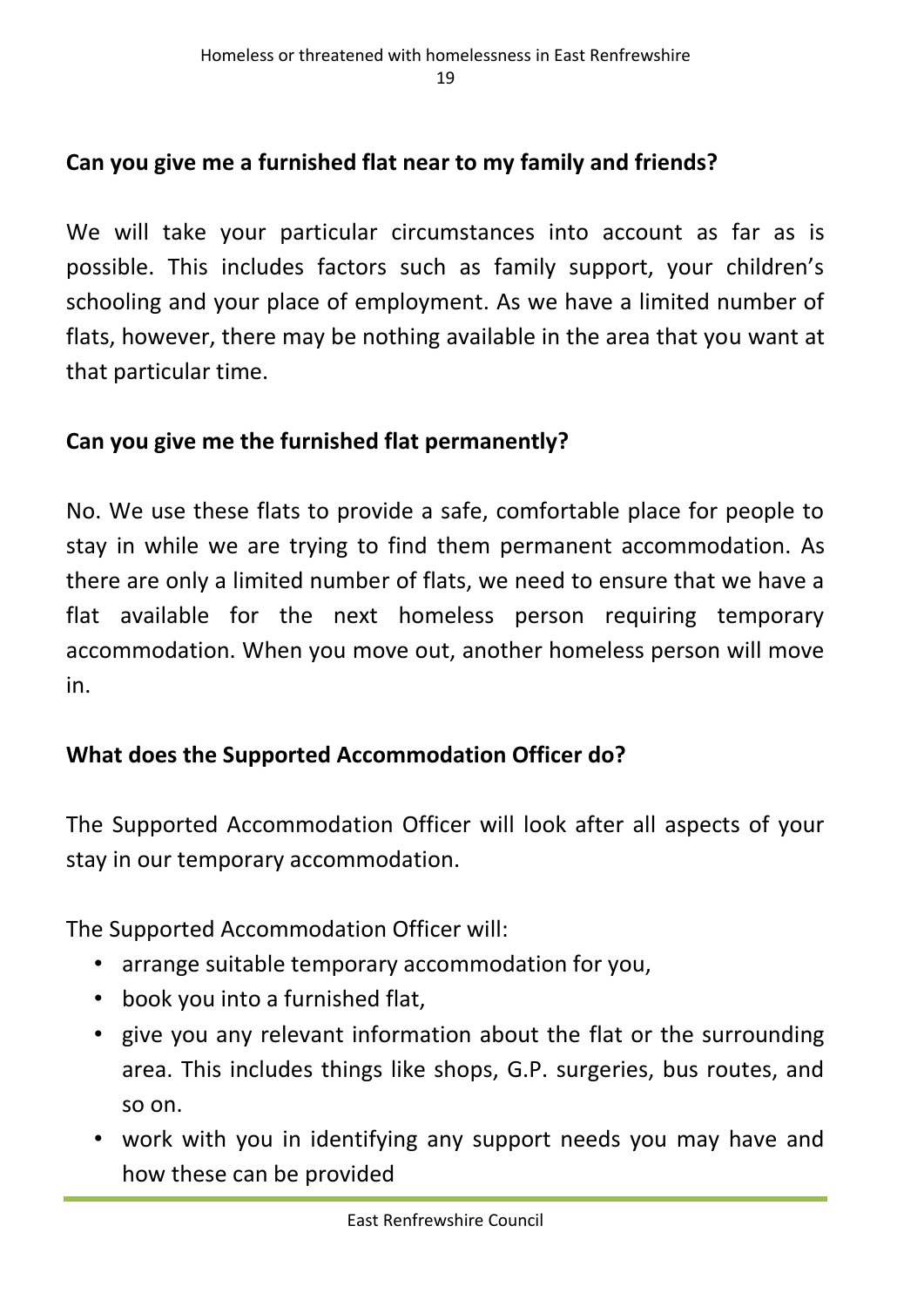**Can you give me a furnished flat near to my family and friends?**

We will take your particular circumstances into account as far as is possible. This includes factors such as family support, your children's schooling and your place of employment. As we have a limited number of flats, however, there may be nothing available in the area that you want at that particular time.

**Can you give me the furnished flat permanently?**

No. We use these flats to provide a safe, comfortable place for people to stay in while we are trying to find them permanent accommodation. As there are only a limited number of flats, we need to ensure that we have a flat available for the next homeless person requiring temporary accommodation. When you move out, another homeless person will move in.

**What does the Supported Accommodation Officer do?**

The Supported Accommodation Officer will look after all aspects of your stay in our temporary accommodation.

The Supported Accommodation Officer will:

- arrange suitable temporary accommodation for you,
- book you into a furnished flat,
- give you any relevant information about the flat or the surrounding area. This includes things like shops, G.P. surgeries, bus routes, and so on.
- work with you in identifying any support needs you may have and how these can be provided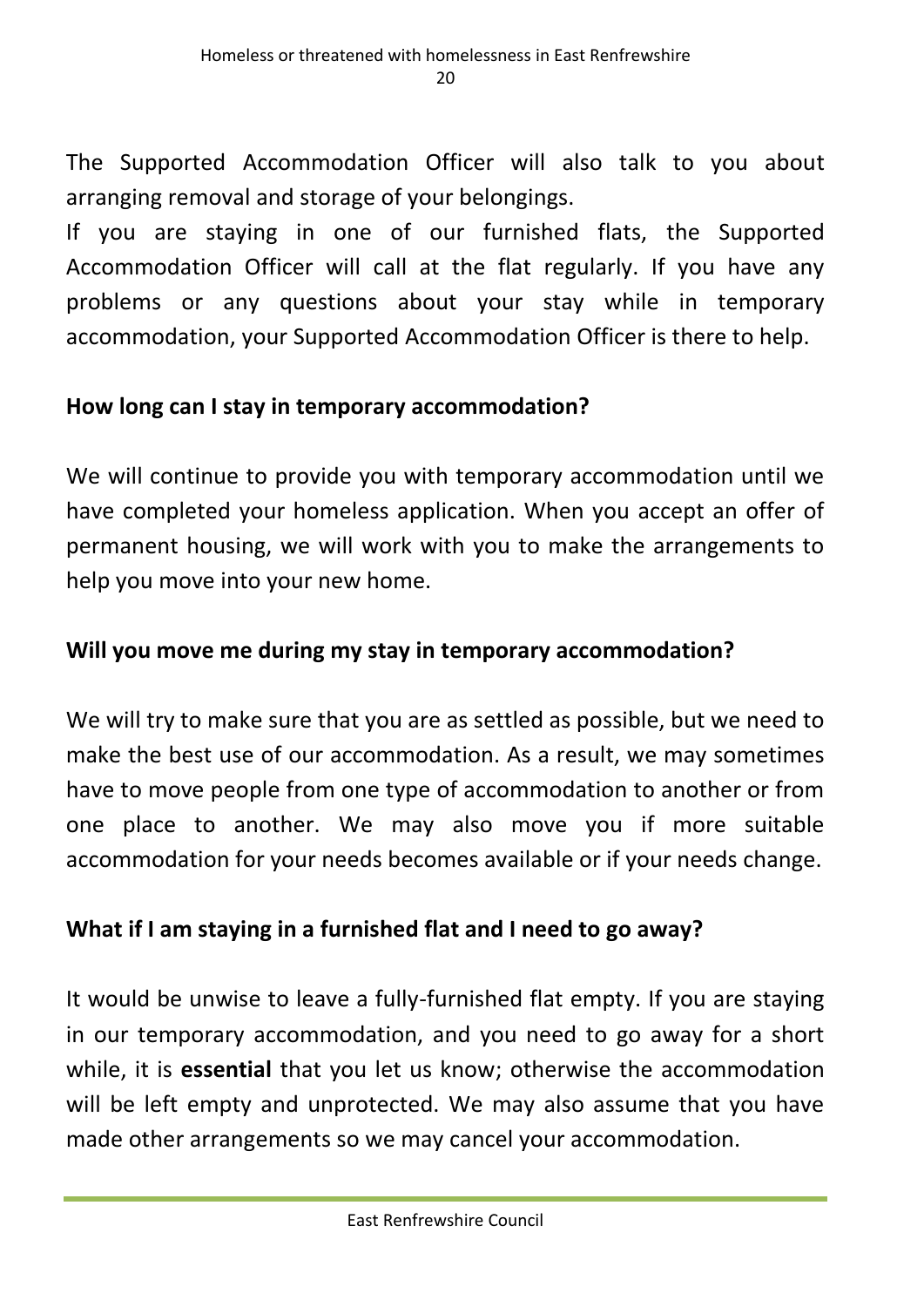The Supported Accommodation Officer will also talk to you about arranging removal and storage of your belongings.

If you are staying in one of our furnished flats, the Supported Accommodation Officer will call at the flat regularly. If you have any problems or any questions about your stay while in temporary accommodation, your Supported Accommodation Officer is there to help.

## How long can I stay in temporary accommodation?

We will continue to provide you with temporary accommodation until we have completed your homeless application. When you accept an offer of permanent housing, we will work with you to make the arrangements to help you move into your new home.

## Will you move me during my stay in temporary accommodation?

We will try to make sure that you are as settled as possible, but we need to make the best use of our accommodation. As a result, we may sometimes have to move people from one type of accommodation to another or from one place to another. We may also move you if more suitable accommodation for your needs becomes available or if your needs change.

## What if I am staying in a furnished flat and I need to go away?

It would be unwise to leave a fully-furnished flat empty. If you are staying in our temporary accommodation, and you need to go away for a short while, it is **essential** that you let us know; otherwise the accommodation will be left empty and unprotected. We may also assume that you have made other arrangements so we may cancel your accommodation.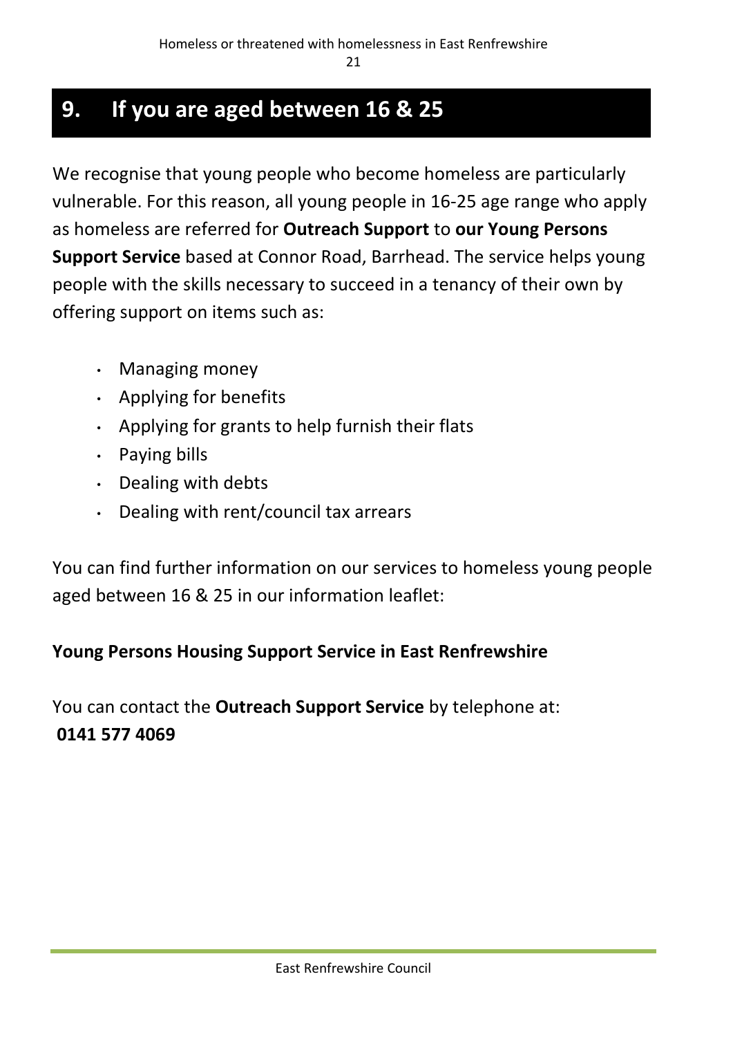# 9. If you are aged between 16 & 25

We recognise that young people who become homeless are particularly vulnerable. For this reason, all young people in 16-25 age range who apply as homeless are referred for **Outreach Support** to **our Young Persons Support Service** based at Connor Road, Barrhead. The service helps young people with the skills necessary to succeed in a tenancy of their own by offering support on items such as:

- Managing money
- Applying for benefits
- Applying for grants to help furnish their flats
- Paying bills
- Dealing with debts
- Dealing with rent/council tax arrears

You can find further information on our services to homeless young people aged between 16 & 25 in our information leaflet:

**Young Persons Housing Support Service in East Renfrewshire**

You can contact the **Outreach Support Service** by telephone at:
**0141 577 4069**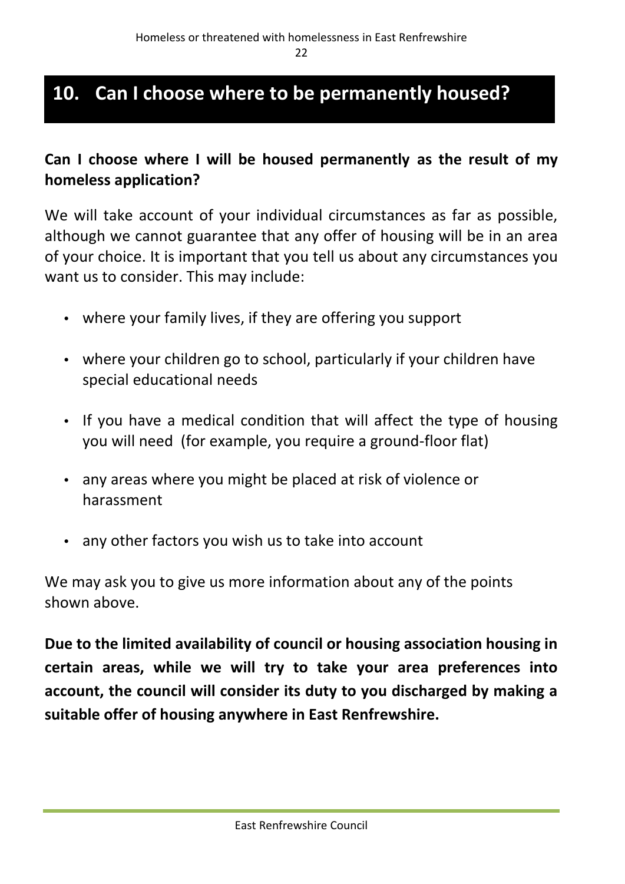# 10. Can I choose where to be permanently housed?

**Can I choose where I will be housed permanently as the result of my homeless application?**

We will take account of your individual circumstances as far as possible, although we cannot guarantee that any offer of housing will be in an area of your choice. It is important that you tell us about any circumstances you want us to consider. This may include:

- where your family lives, if they are offering you support
- where your children go to school, particularly if your children have special educational needs
- If you have a medical condition that will affect the type of housing you will need (for example, you require a ground-floor flat)
- any areas where you might be placed at risk of violence or harassment
- any other factors you wish us to take into account

We may ask you to give us more information about any of the points shown above.

**Due to the limited availability of council or housing association housing in certain areas, while we will try to take your area preferences into account, the council will consider its duty to you discharged by making a suitable offer of housing anywhere in East Renfrewshire.**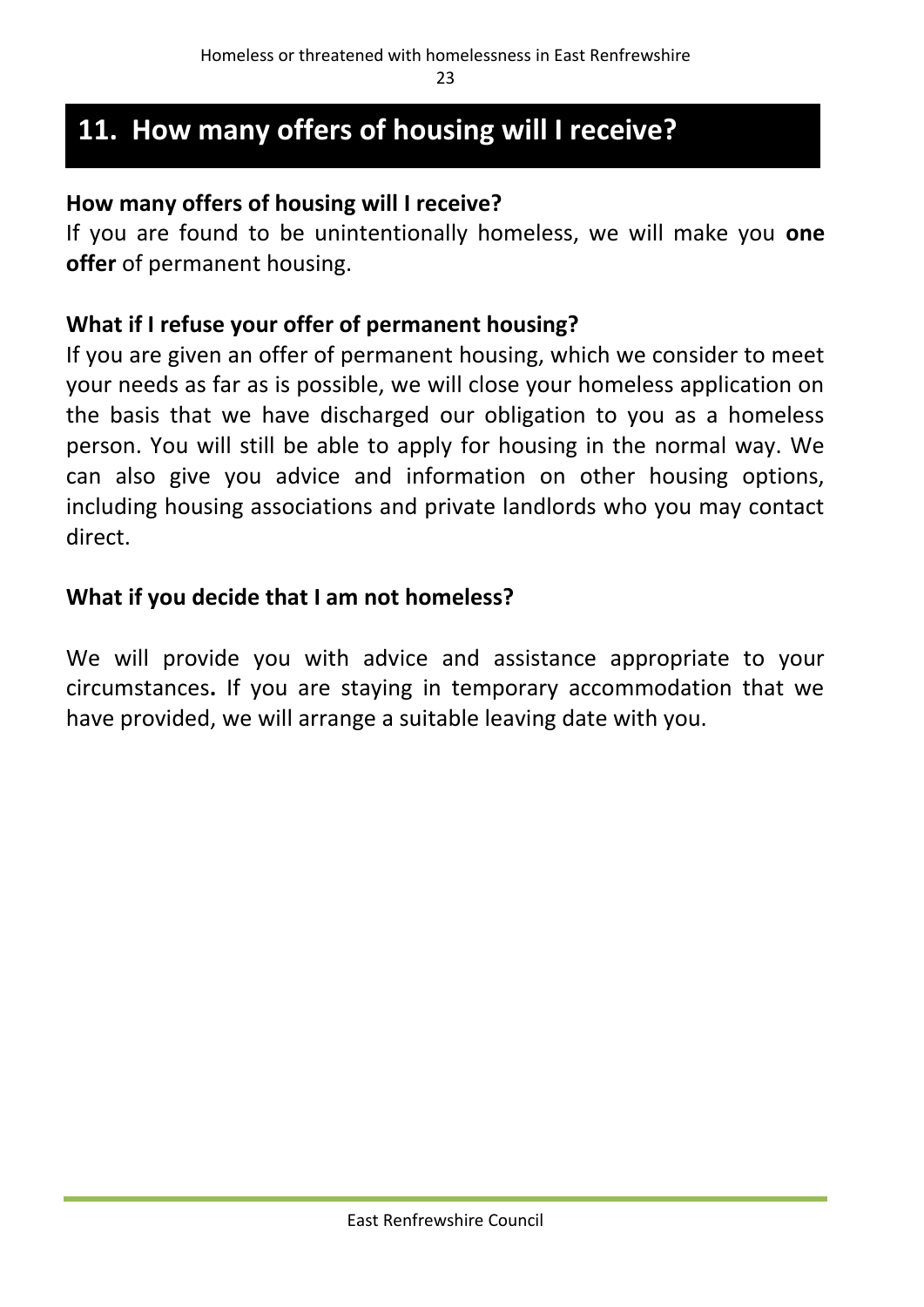# 11. How many offers of housing will I receive?

**How many offers of housing will I receive?**

If you are found to be unintentionally homeless, we will make you **one offer** of permanent housing.

**What if I refuse your offer of permanent housing?**

If you are given an offer of permanent housing, which we consider to meet your needs as far as is possible, we will close your homeless application on the basis that we have discharged our obligation to you as a homeless person. You will still be able to apply for housing in the normal way. We can also give you advice and information on other housing options, including housing associations and private landlords who you may contact direct.

**What if you decide that I am not homeless?**

We will provide you with advice and assistance appropriate to your circumstances. If you are staying in temporary accommodation that we have provided, we will arrange a suitable leaving date with you.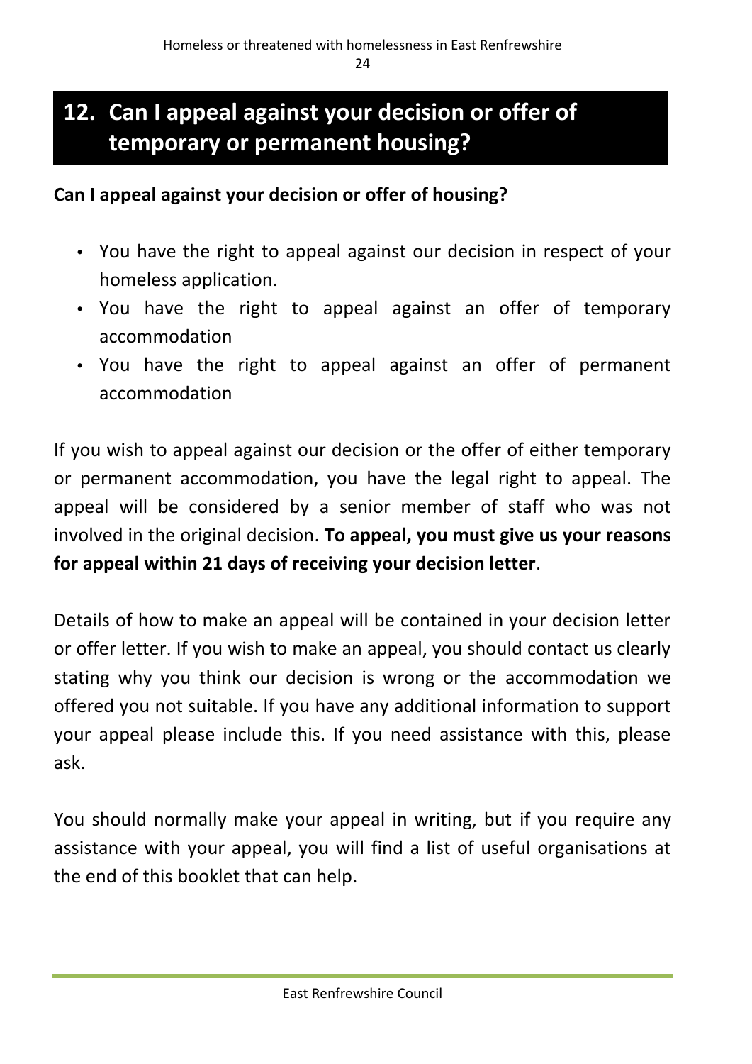## 12. Can I appeal against your decision or offer of temporary or permanent housing?

**Can I appeal against your decision or offer of housing?**

- You have the right to appeal against our decision in respect of your homeless application.
- You have the right to appeal against an offer of temporary accommodation
- You have the right to appeal against an offer of permanent accommodation

If you wish to appeal against our decision or the offer of either temporary or permanent accommodation, you have the legal right to appeal. The appeal will be considered by a senior member of staff who was not involved in the original decision. **To appeal, you must give us your reasons for appeal within 21 days of receiving your decision letter**.

Details of how to make an appeal will be contained in your decision letter or offer letter. If you wish to make an appeal, you should contact us clearly stating why you think our decision is wrong or the accommodation we offered you not suitable. If you have any additional information to support your appeal please include this. If you need assistance with this, please ask.

You should normally make your appeal in writing, but if you require any assistance with your appeal, you will find a list of useful organisations at the end of this booklet that can help.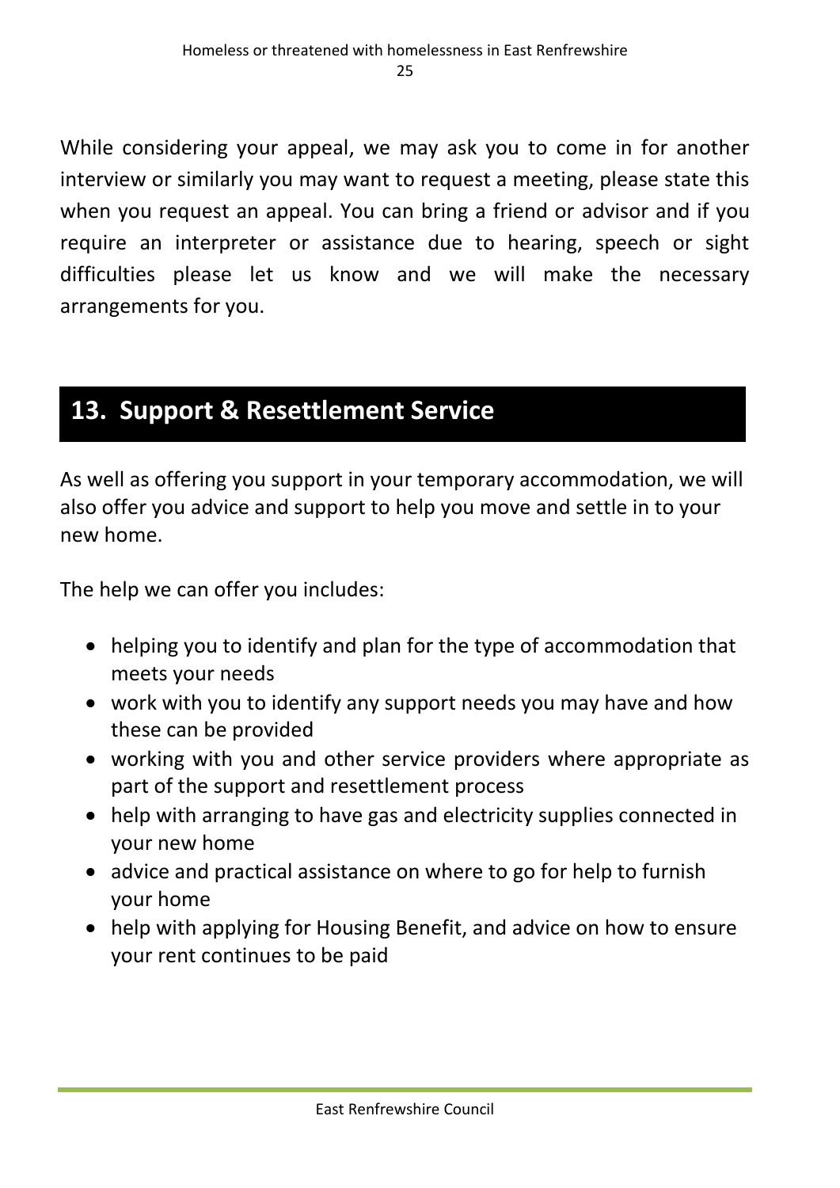While considering your appeal, we may ask you to come in for another interview or similarly you may want to request a meeting, please state this when you request an appeal. You can bring a friend or advisor and if you require an interpreter or assistance due to hearing, speech or sight difficulties please let us know and we will make the necessary arrangements for you.

## 13. Support & Resettlement Service

As well as offering you support in your temporary accommodation, we will also offer you advice and support to help you move and settle in to your new home.

The help we can offer you includes:

- helping you to identify and plan for the type of accommodation that meets your needs
- work with you to identify any support needs you may have and how these can be provided
- working with you and other service providers where appropriate as part of the support and resettlement process
- help with arranging to have gas and electricity supplies connected in your new home
- advice and practical assistance on where to go for help to furnish your home
- help with applying for Housing Benefit, and advice on how to ensure your rent continues to be paid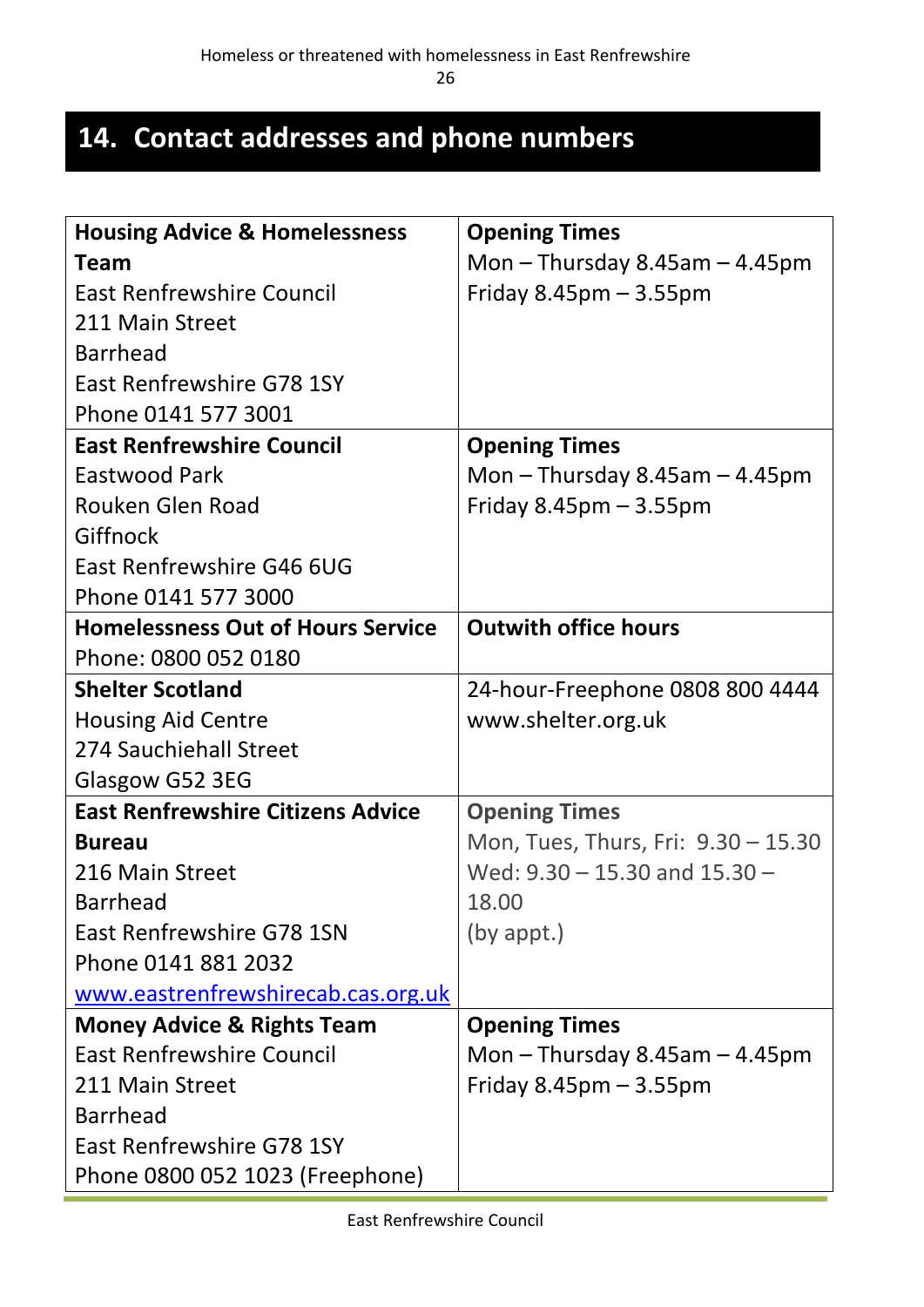## 14. Contact addresses and phone numbers

| **Housing Advice & Homelessness Team**<br>East Renfrewshire Council<br>211 Main Street<br>Barrhead<br>East Renfrewshire G78 1SY<br>Phone 0141 577 3001 | **Opening Times**<br>Mon – Thursday 8.45am – 4.45pm<br>Friday 8.45pm – 3.55pm |
|---|---|
| **East Renfrewshire Council**<br>Eastwood Park<br>Rouken Glen Road<br>Giffnock<br>East Renfrewshire G46 6UG<br>Phone 0141 577 3000 | **Opening Times**<br>Mon – Thursday 8.45am – 4.45pm<br>Friday 8.45pm – 3.55pm |
| **Homelessness Out of Hours Service**<br>Phone: 0800 052 0180 | **Outwith office hours** |
| **Shelter Scotland**<br>Housing Aid Centre<br>274 Sauchiehall Street<br>Glasgow G52 3EG | 24-hour-Freephone 0808 800 4444<br>www.shelter.org.uk |
| **East Renfrewshire Citizens Advice Bureau**<br>216 Main Street<br>Barrhead<br>East Renfrewshire G78 1SN<br>Phone 0141 881 2032<br>[www.eastrenfrewshirecab.cas.org.uk](http://www.eastrenfrewshirecab.cas.org.uk) | **Opening Times**<br>Mon, Tues, Thurs, Fri: 9.30 – 15.30<br>Wed: 9.30 – 15.30 and 15.30 – 18.00<br>(by appt.) |
| **Money Advice & Rights Team**<br>East Renfrewshire Council<br>211 Main Street<br>Barrhead<br>East Renfrewshire G78 1SY<br>Phone 0800 052 1023 (Freephone) | **Opening Times**<br>Mon – Thursday 8.45am – 4.45pm<br>Friday 8.45pm – 3.55pm |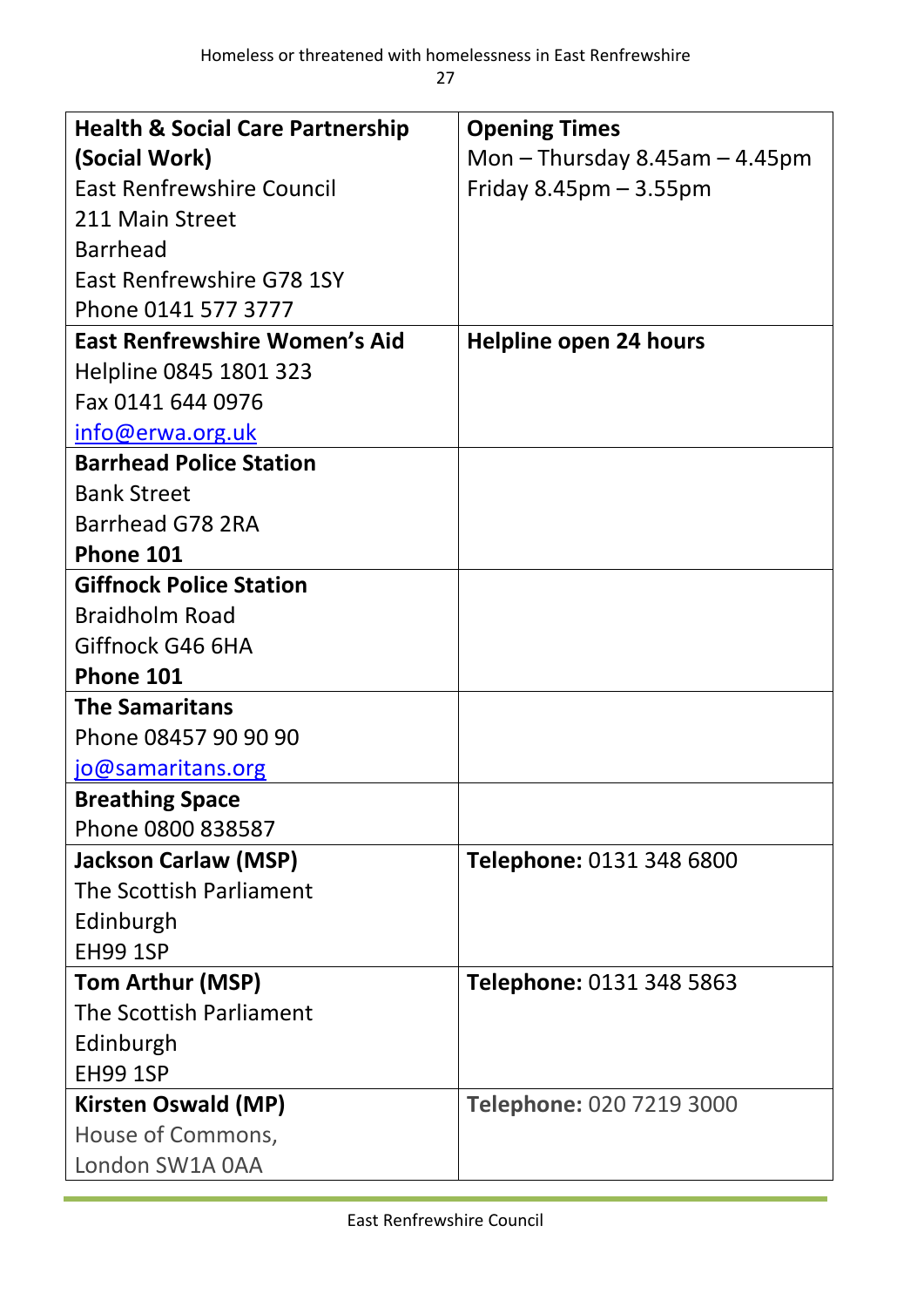| **Health & Social Care Partnership (Social Work)**<br>East Renfrewshire Council<br>211 Main Street<br>Barrhead<br>East Renfrewshire G78 1SY<br>Phone 0141 577 3777 | **Opening Times**<br>Mon – Thursday 8.45am – 4.45pm<br>Friday 8.45pm – 3.55pm |
|---|---|
| **East Renfrewshire Women's Aid**<br>Helpline 0845 1801 323<br>Fax 0141 644 0976<br>info@erwa.org.uk | **Helpline open 24 hours** |
| **Barrhead Police Station**<br>Bank Street<br>Barrhead G78 2RA<br>**Phone 101** | |
| **Giffnock Police Station**<br>Braidholm Road<br>Giffnock G46 6HA<br>**Phone 101** | |
| **The Samaritans**<br>Phone 08457 90 90 90<br>jo@samaritans.org | |
| **Breathing Space**<br>Phone 0800 838587 | |
| **Jackson Carlaw (MSP)**<br>The Scottish Parliament<br>Edinburgh<br>EH99 1SP | **Telephone:** 0131 348 6800 |
| **Tom Arthur (MSP)**<br>The Scottish Parliament<br>Edinburgh<br>EH99 1SP | **Telephone:** 0131 348 5863 |
| **Kirsten Oswald (MP)**<br>House of Commons,<br>London SW1A 0AA | **Telephone:** 020 7219 3000 |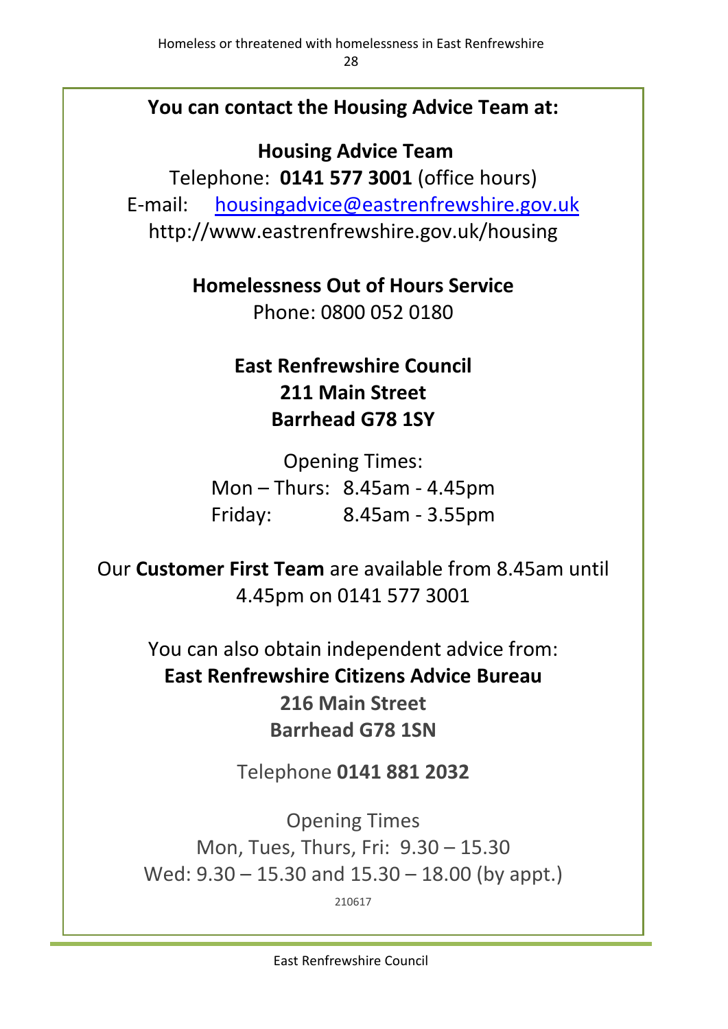**You can contact the Housing Advice Team at:**

**Housing Advice Team**
Telephone: **0141 577 3001** (office hours)
E-mail: housingadvice@eastrenfrewshire.gov.uk
http://www.eastrenfrewshire.gov.uk/housing

**Homelessness Out of Hours Service**
Phone: 0800 052 0180

**East Renfrewshire Council**
**211 Main Street**
**Barrhead G78 1SY**

Opening Times:
Mon – Thurs: 8.45am - 4.45pm
Friday: 8.45am - 3.55pm

Our **Customer First Team** are available from 8.45am until 4.45pm on 0141 577 3001

You can also obtain independent advice from:
**East Renfrewshire Citizens Advice Bureau**
**216 Main Street**
**Barrhead G78 1SN**

Telephone **0141 881 2032**

Opening Times
Mon, Tues, Thurs, Fri: 9.30 – 15.30
Wed: 9.30 – 15.30 and 15.30 – 18.00 (by appt.)

210617